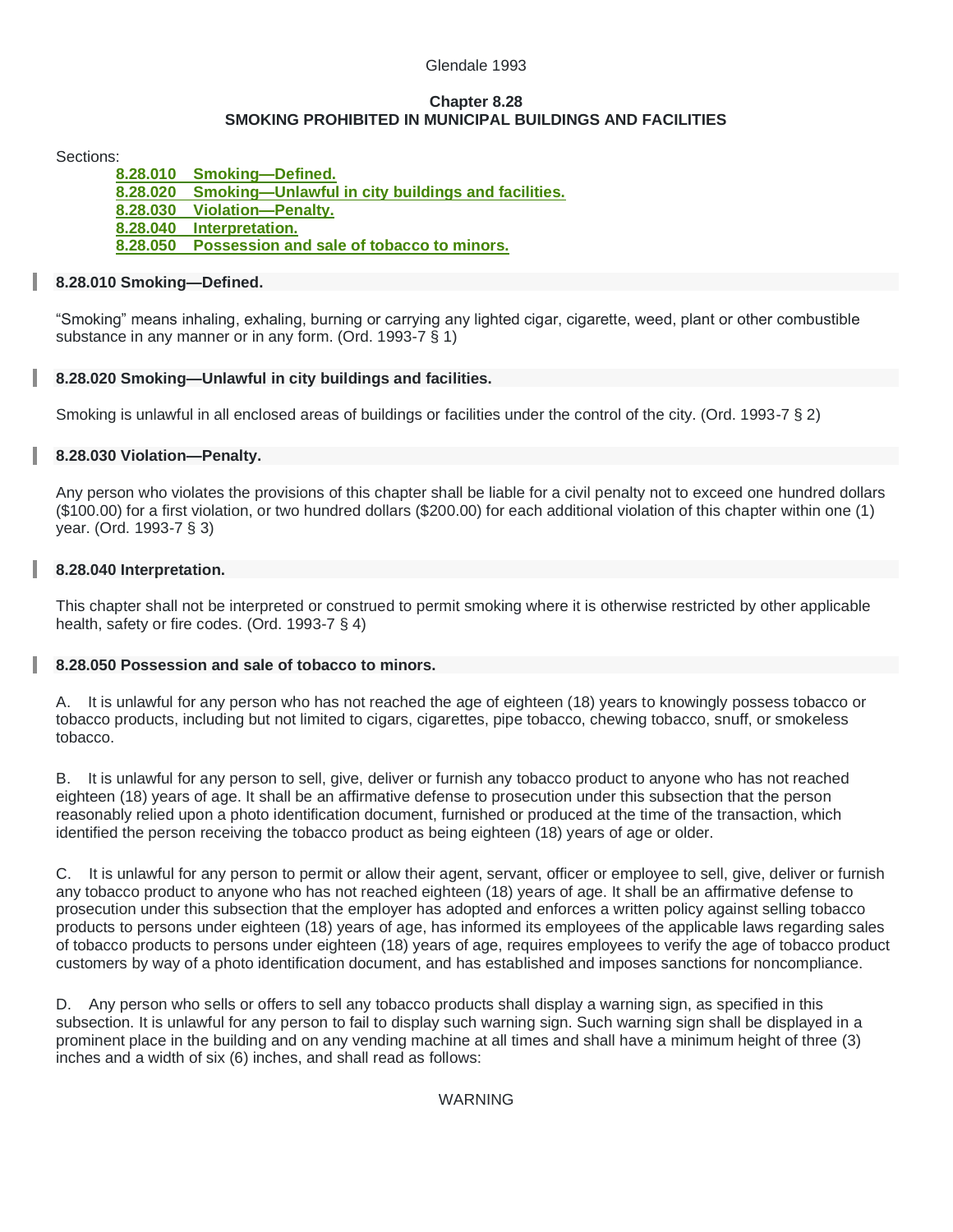Glendale 1993

# Chapter 8.28
# SMOKING PROHIBITED IN MUNICIPAL BUILDINGS AND FACILITIES

Sections:

- **8.28.010 Smoking—Defined.**
- **8.28.020 Smoking—Unlawful in city buildings and facilities.**
- **8.28.030 Violation—Penalty.**
- **8.28.040 Interpretation.**
- **8.28.050 Possession and sale of tobacco to minors.**

## 8.28.010 Smoking—Defined.

"Smoking" means inhaling, exhaling, burning or carrying any lighted cigar, cigarette, weed, plant or other combustible substance in any manner or in any form. (Ord. 1993-7 § 1)

## 8.28.020 Smoking—Unlawful in city buildings and facilities.

Smoking is unlawful in all enclosed areas of buildings or facilities under the control of the city. (Ord. 1993-7 § 2)

## 8.28.030 Violation—Penalty.

Any person who violates the provisions of this chapter shall be liable for a civil penalty not to exceed one hundred dollars ($100.00) for a first violation, or two hundred dollars ($200.00) for each additional violation of this chapter within one (1) year. (Ord. 1993-7 § 3)

## 8.28.040 Interpretation.

This chapter shall not be interpreted or construed to permit smoking where it is otherwise restricted by other applicable health, safety or fire codes. (Ord. 1993-7 § 4)

## 8.28.050 Possession and sale of tobacco to minors.

A. It is unlawful for any person who has not reached the age of eighteen (18) years to knowingly possess tobacco or tobacco products, including but not limited to cigars, cigarettes, pipe tobacco, chewing tobacco, snuff, or smokeless tobacco.

B. It is unlawful for any person to sell, give, deliver or furnish any tobacco product to anyone who has not reached eighteen (18) years of age. It shall be an affirmative defense to prosecution under this subsection that the person reasonably relied upon a photo identification document, furnished or produced at the time of the transaction, which identified the person receiving the tobacco product as being eighteen (18) years of age or older.

C. It is unlawful for any person to permit or allow their agent, servant, officer or employee to sell, give, deliver or furnish any tobacco product to anyone who has not reached eighteen (18) years of age. It shall be an affirmative defense to prosecution under this subsection that the employer has adopted and enforces a written policy against selling tobacco products to persons under eighteen (18) years of age, has informed its employees of the applicable laws regarding sales of tobacco products to persons under eighteen (18) years of age, requires employees to verify the age of tobacco product customers by way of a photo identification document, and has established and imposes sanctions for noncompliance.

D. Any person who sells or offers to sell any tobacco products shall display a warning sign, as specified in this subsection. It is unlawful for any person to fail to display such warning sign. Such warning sign shall be displayed in a prominent place in the building and on any vending machine at all times and shall have a minimum height of three (3) inches and a width of six (6) inches, and shall read as follows:

WARNING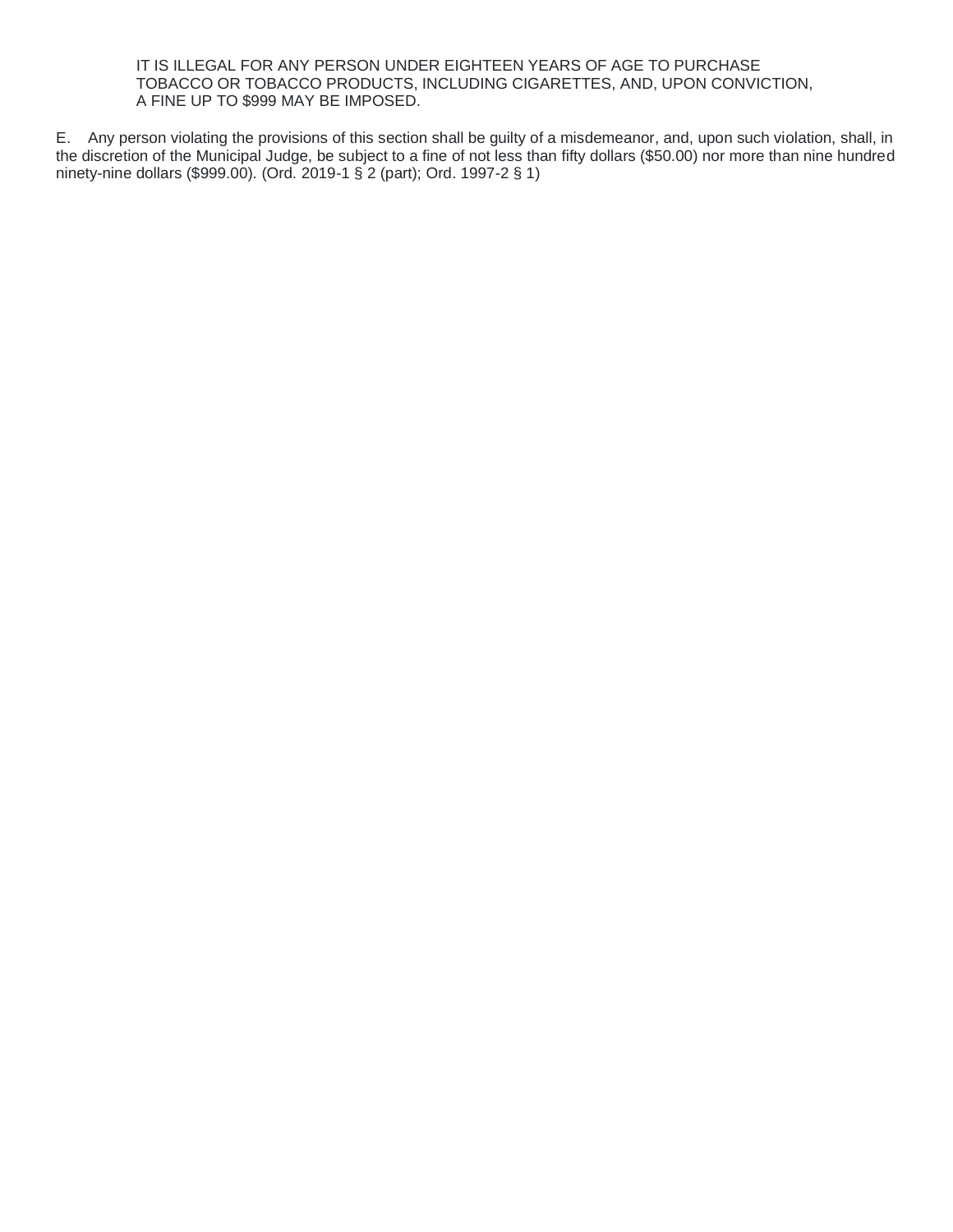> IT IS ILLEGAL FOR ANY PERSON UNDER EIGHTEEN YEARS OF AGE TO PURCHASE TOBACCO OR TOBACCO PRODUCTS, INCLUDING CIGARETTES, AND, UPON CONVICTION, A FINE UP TO $999 MAY BE IMPOSED.

E. Any person violating the provisions of this section shall be guilty of a misdemeanor, and, upon such violation, shall, in the discretion of the Municipal Judge, be subject to a fine of not less than fifty dollars ($50.00) nor more than nine hundred ninety-nine dollars ($999.00). (Ord. 2019-1 § 2 (part); Ord. 1997-2 § 1)